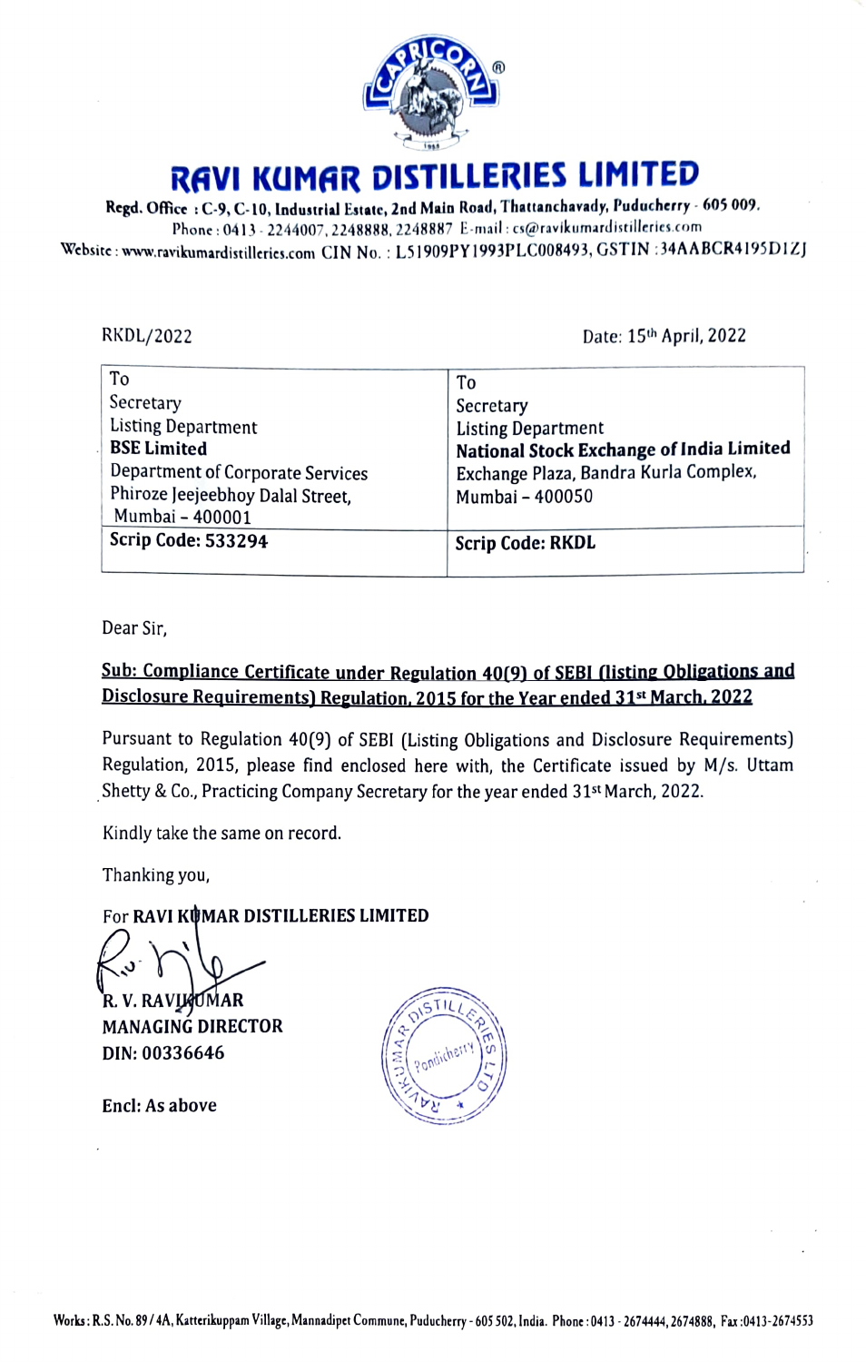# RAVI KUMAR DISTILLERIES LIMITED

**Regd. Office : C-9, C-10, Industrial Estate, 2nd Main Road, Thattanchavady, Puducherry - 605 009.**
Phone : 0413 - 2244007, 2248888, 2248887 E-mail : cs@ravikumardistilleries.com
Website : www.ravikumardistilleries.com CIN No. : L51909PY1993PLC008493, GSTIN :34AABCR4195D1ZJ

RKDL/2022

Date: 15th April, 2022

| To<br>Secretary<br>Listing Department<br>**BSE Limited**<br>Department of Corporate Services<br>Phiroze Jeejeebhoy Dalal Street,<br>Mumbai – 400001 | To<br>Secretary<br>Listing Department<br>**National Stock Exchange of India Limited**<br>Exchange Plaza, Bandra Kurla Complex,<br>Mumbai – 400050 |
|---|---|
| **Scrip Code: 533294** | **Scrip Code: RKDL** |

Dear Sir,

**Sub: Compliance Certificate under Regulation 40(9) of SEBI (listing Obligations and Disclosure Requirements) Regulation, 2015 for the Year ended 31st March, 2022**

Pursuant to Regulation 40(9) of SEBI (Listing Obligations and Disclosure Requirements) Regulation, 2015, please find enclosed here with, the Certificate issued by M/s. Uttam Shetty & Co., Practicing Company Secretary for the year ended 31st March, 2022.

Kindly take the same on record.

Thanking you,

For **RAVI KUMAR DISTILLERIES LIMITED**

**R. V. RAVIKUMAR**
**MANAGING DIRECTOR**
**DIN: 00336646**

**Encl: As above**

Works : R.S. No. 89 / 4A, Katterikuppam Village, Mannadipet Commune, Puducherry - 605 502, India. Phone : 0413 - 2674444, 2674888, Fax :0413-2674553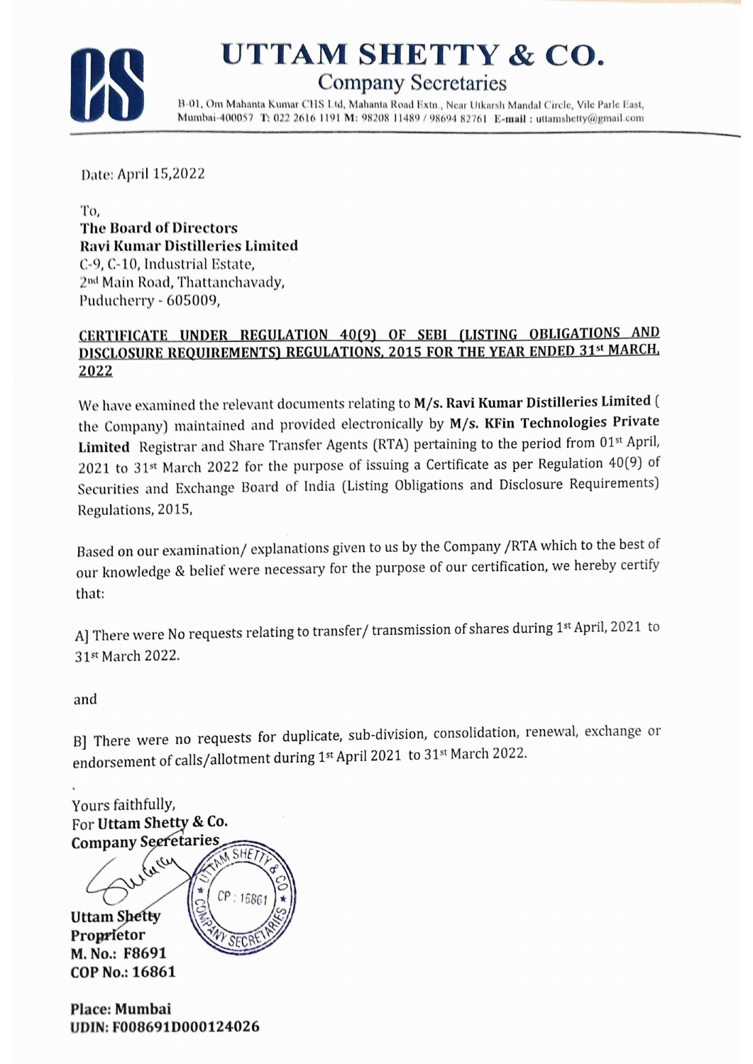# UTTAM SHETTY & CO.

## Company Secretaries

B-01, Om Mahanta Kumar CHS Ltd, Mahanta Road Extn., Near Utkarsh Mandal Circle, Vile Parle East, Mumbai-400057 T: 022 2616 1191 M: 98208 11489 / 98694 82761 **E-mail :** uttamshetty@gmail.com

Date: April 15,2022

To,
**The Board of Directors**
**Ravi Kumar Distilleries Limited**
C-9, C-10, Industrial Estate,
2nd Main Road, Thattanchavady,
Puducherry - 605009,

**CERTIFICATE UNDER REGULATION 40(9) OF SEBI (LISTING OBLIGATIONS AND DISCLOSURE REQUIREMENTS) REGULATIONS, 2015 FOR THE YEAR ENDED 31st MARCH, 2022**

We have examined the relevant documents relating to **M/s. Ravi Kumar Distilleries Limited** ( the Company) maintained and provided electronically by **M/s. KFin Technologies Private Limited** Registrar and Share Transfer Agents (RTA) pertaining to the period from 01st April, 2021 to 31st March 2022 for the purpose of issuing a Certificate as per Regulation 40(9) of Securities and Exchange Board of India (Listing Obligations and Disclosure Requirements) Regulations, 2015,

Based on our examination/ explanations given to us by the Company /RTA which to the best of our knowledge & belief were necessary for the purpose of our certification, we hereby certify that:

A] There were No requests relating to transfer/ transmission of shares during 1st April, 2021 to 31st March 2022.

and

B] There were no requests for duplicate, sub-division, consolidation, renewal, exchange or endorsement of calls/allotment during 1st April 2021 to 31st March 2022.

Yours faithfully,
For **Uttam Shetty & Co.**
**Company Secretaries**

**Uttam Shetty**
**Proprietor**
**M. No.: F8691**
**COP No.: 16861**

**Place: Mumbai**
**UDIN: F008691D000124026**